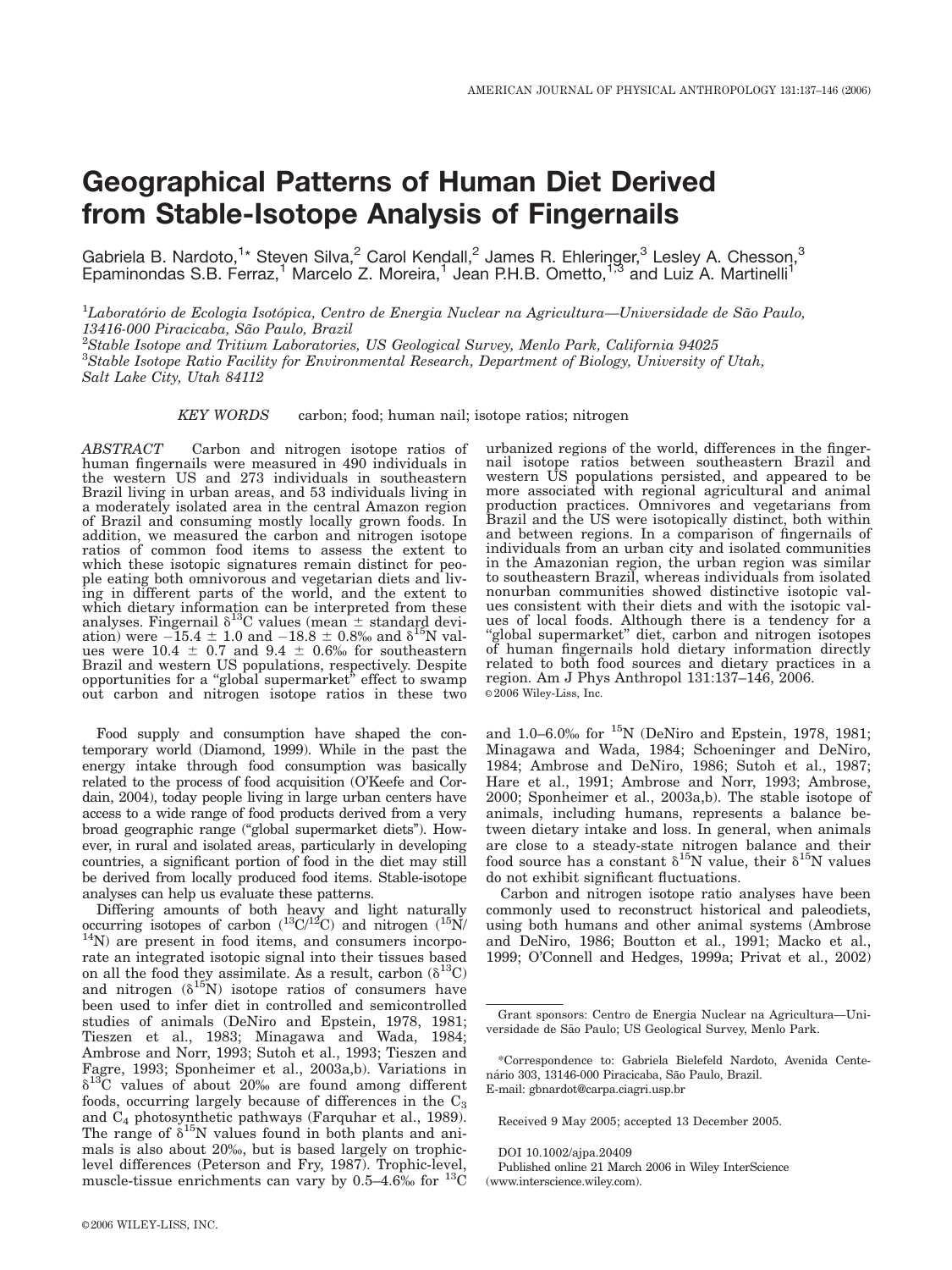# Geographical Patterns of Human Diet Derived from Stable-Isotope Analysis of Fingernails

Gabriela B. Nardoto,[1]* Steven Silva,[2] Carol Kendall,[2] James R. Ehleringer,[3] Lesley A. Chesson,[3] Epaminondas S.B. Ferraz,[1] Marcelo Z. Moreira,[1] Jean P.H.B. Ometto,[1,3] and Luiz A. Martinelli[1]

[1]*Laboratório de Ecologia Isotópica, Centro de Energia Nuclear na Agricultura—Universidade de São Paulo, 13416-000 Piracicaba, São Paulo, Brazil*
[2]*Stable Isotope and Tritium Laboratories, US Geological Survey, Menlo Park, California 94025*
[3]*Stable Isotope Ratio Facility for Environmental Research, Department of Biology, University of Utah, Salt Lake City, Utah 84112*

*KEY WORDS* carbon; food; human nail; isotope ratios; nitrogen

*ABSTRACT* Carbon and nitrogen isotope ratios of human fingernails were measured in 490 individuals in the western US and 273 individuals in southeastern Brazil living in urban areas, and 53 individuals living in a moderately isolated area in the central Amazon region of Brazil and consuming mostly locally grown foods. In addition, we measured the carbon and nitrogen isotope ratios of common food items to assess the extent to which these isotopic signatures remain distinct for people eating both omnivorous and vegetarian diets and living in different parts of the world, and the extent to which dietary information can be interpreted from these analyses. Fingernail $\delta^{13}C$ values (mean ± standard deviation) were −15.4 ± 1.0 and −18.8 ± 0.8‰ and $\delta^{15}N$ values were 10.4 ± 0.7 and 9.4 ± 0.6‰ for southeastern Brazil and western US populations, respectively. Despite opportunities for a "global supermarket" effect to swamp out carbon and nitrogen isotope ratios in these two urbanized regions of the world, differences in the fingernail isotope ratios between southeastern Brazil and western US populations persisted, and appeared to be more associated with regional agricultural and animal production practices. Omnivores and vegetarians from Brazil and the US were isotopically distinct, both within and between regions. In a comparison of fingernails of individuals from an urban city and isolated communities in the Amazonian region, the urban region was similar to southeastern Brazil, whereas individuals from isolated nonurban communities showed distinctive isotopic values consistent with their diets and with the isotopic values of local foods. Although there is a tendency for a "global supermarket" diet, carbon and nitrogen isotopes of human fingernails hold dietary information directly related to both food sources and dietary practices in a region. Am J Phys Anthropol 131:137–146, 2006. © 2006 Wiley-Liss, Inc.

Food supply and consumption have shaped the contemporary world (Diamond, 1999). While in the past the energy intake through food consumption was basically related to the process of food acquisition (O'Keefe and Cordain, 2004), today people living in large urban centers have access to a wide range of food products derived from a very broad geographic range ("global supermarket diets"). However, in rural and isolated areas, particularly in developing countries, a significant portion of food in the diet may still be derived from locally produced food items. Stable-isotope analyses can help us evaluate these patterns.

Differing amounts of both heavy and light naturally occurring isotopes of carbon ($^{13}C/^{12}C$) and nitrogen ($^{15}N/^{14}N$) are present in food items, and consumers incorporate an integrated isotopic signal into their tissues based on all the food they assimilate. As a result, carbon ($\delta^{13}C$) and nitrogen ($\delta^{15}N$) isotope ratios of consumers have been used to infer diet in controlled and semicontrolled studies of animals (DeNiro and Epstein, 1978, 1981; Tieszen et al., 1983; Minagawa and Wada, 1984; Ambrose and Norr, 1993; Sutoh et al., 1993; Tieszen and Fagre, 1993; Sponheimer et al., 2003a,b). Variations in $\delta^{13}C$ values of about 20‰ are found among different foods, occurring largely because of differences in the $C_3$ and $C_4$ photosynthetic pathways (Farquhar et al., 1989). The range of $\delta^{15}N$ values found in both plants and animals is also about 20‰, but is based largely on trophic-level differences (Peterson and Fry, 1987). Trophic-level, muscle-tissue enrichments can vary by 0.5–4.6‰ for $^{13}C$ and 1.0–6.0‰ for $^{15}N$ (DeNiro and Epstein, 1978, 1981; Minagawa and Wada, 1984; Schoeninger and DeNiro, 1984; Ambrose and DeNiro, 1986; Sutoh et al., 1987; Hare et al., 1991; Ambrose and Norr, 1993; Ambrose, 2000; Sponheimer et al., 2003a,b). The stable isotope of animals, including humans, represents a balance between dietary intake and loss. In general, when animals are close to a steady-state nitrogen balance and their food source has a constant $\delta^{15}N$ value, their $\delta^{15}N$ values do not exhibit significant fluctuations.

Carbon and nitrogen isotope ratio analyses have been commonly used to reconstruct historical and paleodiets, using both humans and other animal systems (Ambrose and DeNiro, 1986; Boutton et al., 1991; Macko et al., 1999; O'Connell and Hedges, 1999a; Privat et al., 2002)

Grant sponsors: Centro de Energia Nuclear na Agricultura—Universidade de São Paulo; US Geological Survey, Menlo Park.

*Correspondence to: Gabriela Bielefeld Nardoto, Avenida Centenário 303, 13146-000 Piracicaba, São Paulo, Brazil. E-mail: gbnardot@carpa.ciagri.usp.br

Received 9 May 2005; accepted 13 December 2005.

DOI 10.1002/ajpa.20409
Published online 21 March 2006 in Wiley InterScience (www.interscience.wiley.com).

© 2006 WILEY-LISS, INC.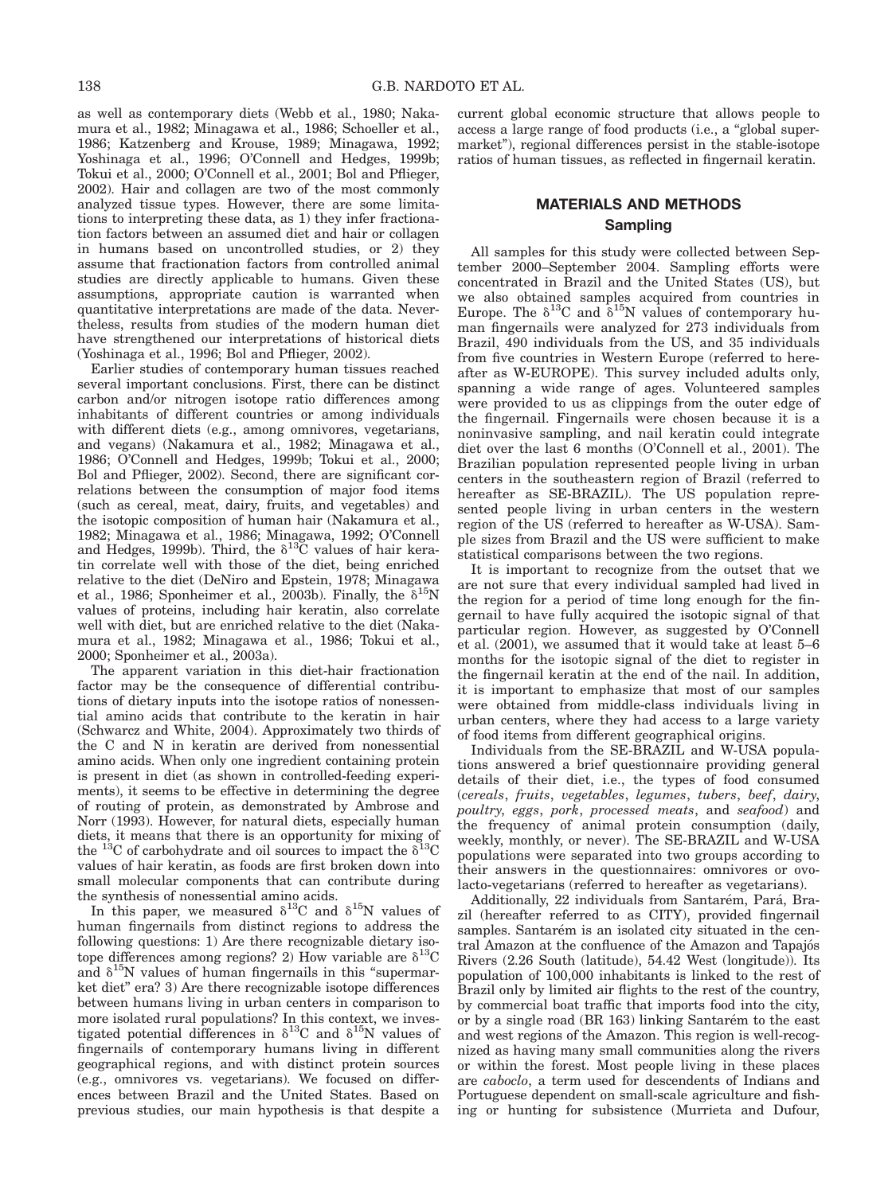as well as contemporary diets (Webb et al., 1980; Nakamura et al., 1982; Minagawa et al., 1986; Schoeller et al., 1986; Katzenberg and Krouse, 1989; Minagawa, 1992; Yoshinaga et al., 1996; O'Connell and Hedges, 1999b; Tokui et al., 2000; O'Connell et al., 2001; Bol and Pflieger, 2002). Hair and collagen are two of the most commonly analyzed tissue types. However, there are some limitations to interpreting these data, as 1) they infer fractionation factors between an assumed diet and hair or collagen in humans based on uncontrolled studies, or 2) they assume that fractionation factors from controlled animal studies are directly applicable to humans. Given these assumptions, appropriate caution is warranted when quantitative interpretations are made of the data. Nevertheless, results from studies of the modern human diet have strengthened our interpretations of historical diets (Yoshinaga et al., 1996; Bol and Pflieger, 2002).

Earlier studies of contemporary human tissues reached several important conclusions. First, there can be distinct carbon and/or nitrogen isotope ratio differences among inhabitants of different countries or among individuals with different diets (e.g., among omnivores, vegetarians, and vegans) (Nakamura et al., 1982; Minagawa et al., 1986; O'Connell and Hedges, 1999b; Tokui et al., 2000; Bol and Pflieger, 2002). Second, there are significant correlations between the consumption of major food items (such as cereal, meat, dairy, fruits, and vegetables) and the isotopic composition of human hair (Nakamura et al., 1982; Minagawa et al., 1986; Minagawa, 1992; O'Connell and Hedges, 1999b). Third, the $\delta^{13}C$ values of hair keratin correlate well with those of the diet, being enriched relative to the diet (DeNiro and Epstein, 1978; Minagawa et al., 1986; Sponheimer et al., 2003b). Finally, the $\delta^{15}N$ values of proteins, including hair keratin, also correlate well with diet, but are enriched relative to the diet (Nakamura et al., 1982; Minagawa et al., 1986; Tokui et al., 2000; Sponheimer et al., 2003a).

The apparent variation in this diet-hair fractionation factor may be the consequence of differential contributions of dietary inputs into the isotope ratios of nonessential amino acids that contribute to the keratin in hair (Schwarcz and White, 2004). Approximately two thirds of the C and N in keratin are derived from nonessential amino acids. When only one ingredient containing protein is present in diet (as shown in controlled-feeding experiments), it seems to be effective in determining the degree of routing of protein, as demonstrated by Ambrose and Norr (1993). However, for natural diets, especially human diets, it means that there is an opportunity for mixing of the $^{13}C$ of carbohydrate and oil sources to impact the $\delta^{13}C$ values of hair keratin, as foods are first broken down into small molecular components that can contribute during the synthesis of nonessential amino acids.

In this paper, we measured $\delta^{13}C$ and $\delta^{15}N$ values of human fingernails from distinct regions to address the following questions: 1) Are there recognizable dietary isotope differences among regions? 2) How variable are $\delta^{13}C$ and $\delta^{15}N$ values of human fingernails in this "supermarket diet" era? 3) Are there recognizable isotope differences between humans living in urban centers in comparison to more isolated rural populations? In this context, we investigated potential differences in $\delta^{13}C$ and $\delta^{15}N$ values of fingernails of contemporary humans living in different geographical regions, and with distinct protein sources (e.g., omnivores vs. vegetarians). We focused on differences between Brazil and the United States. Based on previous studies, our main hypothesis is that despite a current global economic structure that allows people to access a large range of food products (i.e., a "global supermarket"), regional differences persist in the stable-isotope ratios of human tissues, as reflected in fingernail keratin.

## MATERIALS AND METHODS

### Sampling

All samples for this study were collected between September 2000–September 2004. Sampling efforts were concentrated in Brazil and the United States (US), but we also obtained samples acquired from countries in Europe. The $\delta^{13}C$ and $\delta^{15}N$ values of contemporary human fingernails were analyzed for 273 individuals from Brazil, 490 individuals from the US, and 35 individuals from five countries in Western Europe (referred to hereafter as W-EUROPE). This survey included adults only, spanning a wide range of ages. Volunteered samples were provided to us as clippings from the outer edge of the fingernail. Fingernails were chosen because it is a noninvasive sampling, and nail keratin could integrate diet over the last 6 months (O'Connell et al., 2001). The Brazilian population represented people living in urban centers in the southeastern region of Brazil (referred to hereafter as SE-BRAZIL). The US population represented people living in urban centers in the western region of the US (referred to hereafter as W-USA). Sample sizes from Brazil and the US were sufficient to make statistical comparisons between the two regions.

It is important to recognize from the outset that we are not sure that every individual sampled had lived in the region for a period of time long enough for the fingernail to have fully acquired the isotopic signal of that particular region. However, as suggested by O'Connell et al. (2001), we assumed that it would take at least 5–6 months for the isotopic signal of the diet to register in the fingernail keratin at the end of the nail. In addition, it is important to emphasize that most of our samples were obtained from middle-class individuals living in urban centers, where they had access to a large variety of food items from different geographical origins.

Individuals from the SE-BRAZIL and W-USA populations answered a brief questionnaire providing general details of their diet, i.e., the types of food consumed (*cereals*, *fruits*, *vegetables*, *legumes*, *tubers*, *beef*, *dairy*, *poultry*, *eggs*, *pork*, *processed meats*, and *seafood*) and the frequency of animal protein consumption (daily, weekly, monthly, or never). The SE-BRAZIL and W-USA populations were separated into two groups according to their answers in the questionnaires: omnivores or ovo-lacto-vegetarians (referred to hereafter as vegetarians).

Additionally, 22 individuals from Santarém, Pará, Brazil (hereafter referred to as CITY), provided fingernail samples. Santarém is an isolated city situated in the central Amazon at the confluence of the Amazon and Tapajós Rivers (2.26 South (latitude), 54.42 West (longitude)). Its population of 100,000 inhabitants is linked to the rest of Brazil only by limited air flights to the rest of the country, by commercial boat traffic that imports food into the city, or by a single road (BR 163) linking Santarém to the east and west regions of the Amazon. This region is well-recognized as having many small communities along the rivers or within the forest. Most people living in these places are *caboclo*, a term used for descendents of Indians and Portuguese dependent on small-scale agriculture and fishing or hunting for subsistence (Murrieta and Dufour,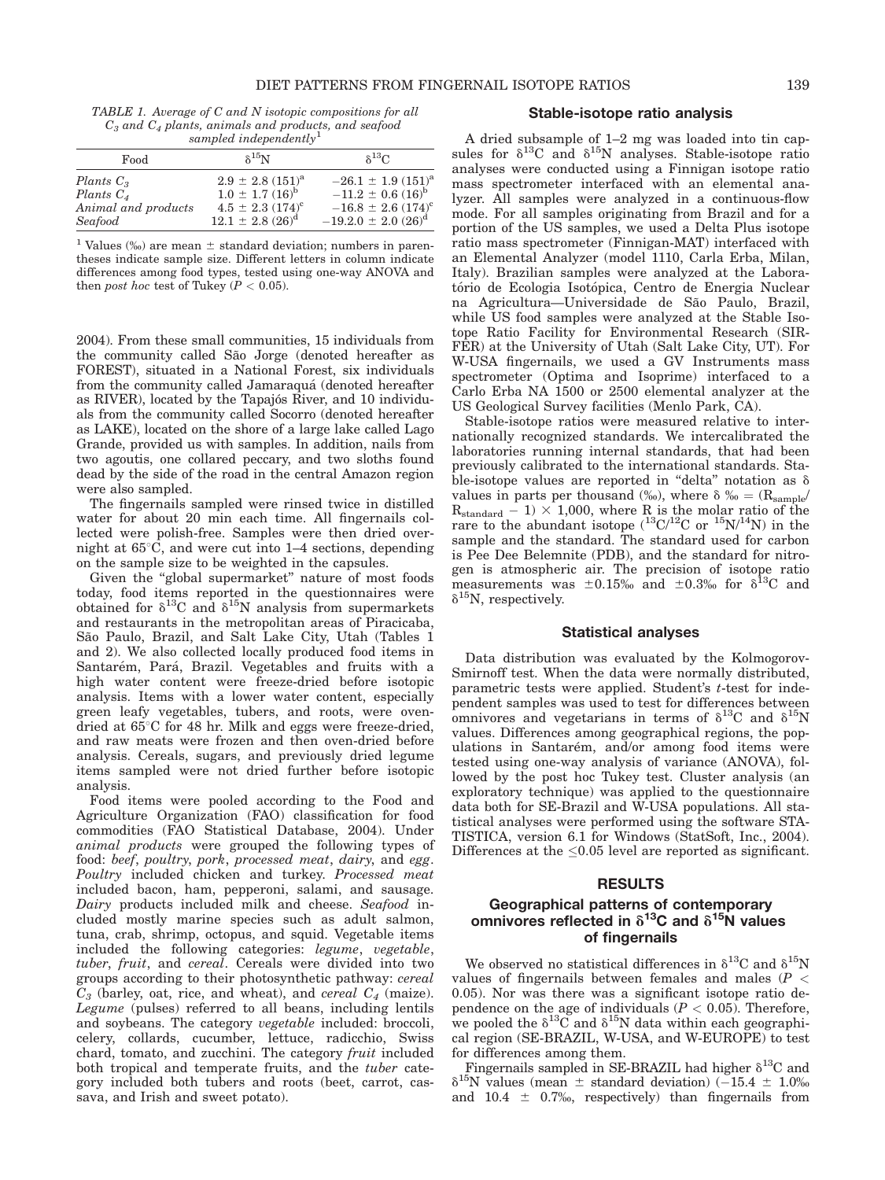TABLE 1. *Average of C and N isotopic compositions for all $C_3$ and $C_4$ plants, animals and products, and seafood sampled independently*[1]

| Food | $\delta^{15}N$ | $\delta^{13}C$ |
|---|---|---|
| *Plants $C_3$* | $2.9 \pm 2.8$ (151)[a] | $-26.1 \pm 1.9$ (151)[a] |
| *Plants $C_4$* | $1.0 \pm 1.7$ (16)[b] | $-11.2 \pm 0.6$ (16)[b] |
| *Animal and products* | $4.5 \pm 2.3$ (174)[c] | $-16.8 \pm 2.6$ (174)[c] |
| *Seafood* | $12.1 \pm 2.8$ (26)[d] | $-19.0 \pm 2.0$ (26)[d] |

[1] Values (‰) are mean ± standard deviation; numbers in parentheses indicate sample size. Different letters in column indicate differences among food types, tested using one-way ANOVA and then *post hoc* test of Tukey ($P < 0.05$).

2004). From these small communities, 15 individuals from the community called São Jorge (denoted hereafter as FOREST), situated in a National Forest, six individuals from the community called Jamaraquá (denoted hereafter as RIVER), located by the Tapajós River, and 10 individuals from the community called Socorro (denoted hereafter as LAKE), located on the shore of a large lake called Lago Grande, provided us with samples. In addition, nails from two agoutis, one collared peccary, and two sloths found dead by the side of the road in the central Amazon region were also sampled.

The fingernails sampled were rinsed twice in distilled water for about 20 min each time. All fingernails collected were polish-free. Samples were then dried overnight at 65°C, and were cut into 1–4 sections, depending on the sample size to be weighted in the capsules.

Given the "global supermarket" nature of most foods today, food items reported in the questionnaires were obtained for $\delta^{13}C$ and $\delta^{15}N$ analysis from supermarkets and restaurants in the metropolitan areas of Piracicaba, São Paulo, Brazil, and Salt Lake City, Utah (Tables 1 and 2). We also collected locally produced food items in Santarém, Pará, Brazil. Vegetables and fruits with a high water content were freeze-dried before isotopic analysis. Items with a lower water content, especially green leafy vegetables, tubers, and roots, were oven-dried at 65°C for 48 hr. Milk and eggs were freeze-dried, and raw meats were frozen and then oven-dried before analysis. Cereals, sugars, and previously dried legume items sampled were not dried further before isotopic analysis.

Food items were pooled according to the Food and Agriculture Organization (FAO) classification for food commodities (FAO Statistical Database, 2004). Under *animal products* were grouped the following types of food: *beef*, *poultry*, *pork*, *processed meat*, *dairy*, and *egg*. *Poultry* included chicken and turkey. *Processed meat* included bacon, ham, pepperoni, salami, and sausage. *Dairy* products included milk and cheese. *Seafood* included mostly marine species such as adult salmon, tuna, crab, shrimp, octopus, and squid. Vegetable items included the following categories: *legume*, *vegetable*, *tuber*, *fruit*, and *cereal*. Cereals were divided into two groups according to their photosynthetic pathway: *cereal $C_3$* (barley, oat, rice, and wheat), and *cereal $C_4$* (maize). *Legume* (pulses) referred to all beans, including lentils and soybeans. The category *vegetable* included: broccoli, celery, collards, cucumber, lettuce, radicchio, Swiss chard, tomato, and zucchini. The category *fruit* included both tropical and temperate fruits, and the *tuber* category included both tubers and roots (beet, carrot, cassava, and Irish and sweet potato).

### Stable-isotope ratio analysis

A dried subsample of 1–2 mg was loaded into tin capsules for $\delta^{13}C$ and $\delta^{15}N$ analyses. Stable-isotope ratio analyses were conducted using a Finnigan isotope ratio mass spectrometer interfaced with an elemental analyzer. All samples were analyzed in a continuous-flow mode. For all samples originating from Brazil and for a portion of the US samples, we used a Delta Plus isotope ratio mass spectrometer (Finnigan-MAT) interfaced with an Elemental Analyzer (model 1110, Carla Erba, Milan, Italy). Brazilian samples were analyzed at the Laboratório de Ecologia Isotópica, Centro de Energia Nuclear na Agricultura—Universidade de São Paulo, Brazil, while US food samples were analyzed at the Stable Isotope Ratio Facility for Environmental Research (SIRFER) at the University of Utah (Salt Lake City, UT). For W-USA fingernails, we used a GV Instruments mass spectrometer (Optima and Isoprime) interfaced to a Carlo Erba NA 1500 or 2500 elemental analyzer at the US Geological Survey facilities (Menlo Park, CA).

Stable-isotope ratios were measured relative to internationally recognized standards. We intercalibrated the laboratories running internal standards, that had been previously calibrated to the international standards. Stable-isotope values are reported in "delta" notation as δ values in parts per thousand (‰), where $\delta ‰ = (R_{sample}/R_{standard} - 1) \times 1{,}000$, where R is the molar ratio of the rare to the abundant isotope ($^{13}C/^{12}C$ or $^{15}N/^{14}N$) in the sample and the standard. The standard used for carbon is Pee Dee Belemnite (PDB), and the standard for nitrogen is atmospheric air. The precision of isotope ratio measurements was ±0.15‰ and ±0.3‰ for $\delta^{13}C$ and $\delta^{15}N$, respectively.

### Statistical analyses

Data distribution was evaluated by the Kolmogorov-Smirnoff test. When the data were normally distributed, parametric tests were applied. Student's *t*-test for independent samples was used to test for differences between omnivores and vegetarians in terms of $\delta^{13}C$ and $\delta^{15}N$ values. Differences among geographical regions, the populations in Santarém, and/or among food items were tested using one-way analysis of variance (ANOVA), followed by the post hoc Tukey test. Cluster analysis (an exploratory technique) was applied to the questionnaire data both for SE-Brazil and W-USA populations. All statistical analyses were performed using the software STATISTICA, version 6.1 for Windows (StatSoft, Inc., 2004). Differences at the ≤0.05 level are reported as significant.

## RESULTS

### Geographical patterns of contemporary omnivores reflected in $\delta^{13}C$ and $\delta^{15}N$ values of fingernails

We observed no statistical differences in $\delta^{13}C$ and $\delta^{15}N$ values of fingernails between females and males ($P < 0.05$). Nor was there was a significant isotope ratio dependence on the age of individuals ($P < 0.05$). Therefore, we pooled the $\delta^{13}C$ and $\delta^{15}N$ data within each geographical region (SE-BRAZIL, W-USA, and W-EUROPE) to test for differences among them.

Fingernails sampled in SE-BRAZIL had higher $\delta^{13}C$ and $\delta^{15}N$ values (mean ± standard deviation) (−15.4 ± 1.0‰ and 10.4 ± 0.7‰, respectively) than fingernails from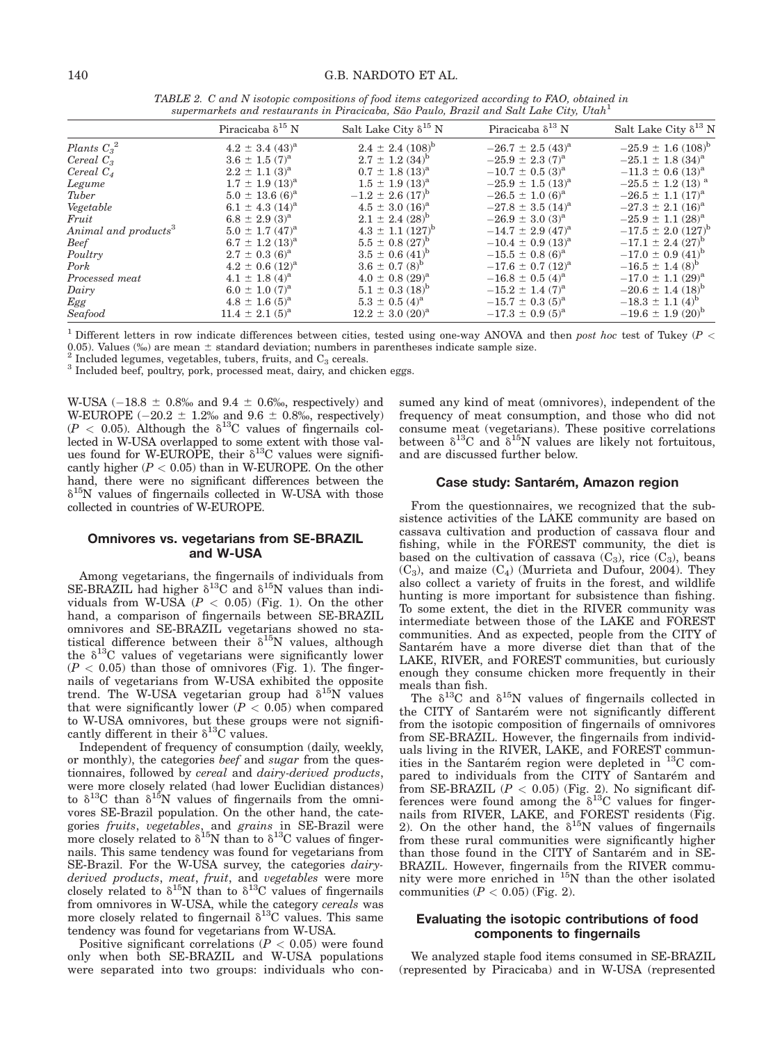*TABLE 2. C and N isotopic compositions of food items categorized according to FAO, obtained in supermarkets and restaurants in Piracicaba, São Paulo, Brazil and Salt Lake City, Utah*[1]

| | Piracicaba $\delta^{15}$ N | Salt Lake City $\delta^{15}$ N | Piracicaba $\delta^{13}$ N | Salt Lake City $\delta^{13}$ N |
|---|---|---|---|---|
| *Plants $C_3$*[2] | $4.2 \pm 3.4$ (43)[a] | $2.4 \pm 2.4$ (108)[b] | $-26.7 \pm 2.5$ (43)[a] | $-25.9 \pm 1.6$ (108)[b] |
| *Cereal $C_3$* | $3.6 \pm 1.5$ (7)[a] | $2.7 \pm 1.2$ (34)[b] | $-25.9 \pm 2.3$ (7)[a] | $-25.1 \pm 1.8$ (34)[a] |
| *Cereal $C_4$* | $2.2 \pm 1.1$ (3)[a] | $0.7 \pm 1.8$ (13)[a] | $-10.7 \pm 0.5$ (3)[a] | $-11.3 \pm 0.6$ (13)[a] |
| *Legume* | $1.7 \pm 1.9$ (13)[a] | $1.5 \pm 1.9$ (13)[a] | $-25.9 \pm 1.5$ (13)[a] | $-25.5 \pm 1.2$ (13)[a] |
| *Tuber* | $5.0 \pm 13.6$ (6)[a] | $-1.2 \pm 2.6$ (17)[b] | $-26.5 \pm 1.0$ (6)[a] | $-26.5 \pm 1.1$ (17)[a] |
| *Vegetable* | $6.1 \pm 4.3$ (14)[a] | $4.5 \pm 3.0$ (16)[a] | $-27.8 \pm 3.5$ (14)[a] | $-27.3 \pm 2.1$ (16)[a] |
| *Fruit* | $6.8 \pm 2.9$ (3)[a] | $2.1 \pm 2.4$ (28)[b] | $-26.9 \pm 3.0$ (3)[a] | $-25.9 \pm 1.1$ (28)[a] |
| *Animal and products*[3] | $5.0 \pm 1.7$ (47)[a] | $4.3 \pm 1.1$ (127)[b] | $-14.7 \pm 2.9$ (47)[a] | $-17.5 \pm 2.0$ (127)[b] |
| *Beef* | $6.7 \pm 1.2$ (13)[a] | $5.5 \pm 0.8$ (27)[b] | $-10.4 \pm 0.9$ (13)[a] | $-17.1 \pm 2.4$ (27)[b] |
| *Poultry* | $2.7 \pm 0.3$ (6)[a] | $3.5 \pm 0.6$ (41)[b] | $-15.5 \pm 0.8$ (6)[a] | $-17.0 \pm 0.9$ (41)[b] |
| *Pork* | $4.2 \pm 0.6$ (12)[a] | $3.6 \pm 0.7$ (8)[b] | $-17.6 \pm 0.7$ (12)[a] | $-16.5 \pm 1.4$ (8)[b] |
| *Processed meat* | $4.1 \pm 1.8$ (4)[a] | $4.0 \pm 0.8$ (29)[a] | $-16.8 \pm 0.5$ (4)[a] | $-17.0 \pm 1.1$ (29)[a] |
| *Dairy* | $6.0 \pm 1.0$ (7)[a] | $5.1 \pm 0.3$ (18)[b] | $-15.2 \pm 1.4$ (7)[a] | $-20.6 \pm 1.4$ (18)[b] |
| *Egg* | $4.8 \pm 1.6$ (5)[a] | $5.3 \pm 0.5$ (4)[a] | $-15.7 \pm 0.3$ (5)[a] | $-18.3 \pm 1.1$ (4)[b] |
| *Seafood* | $11.4 \pm 2.1$ (5)[a] | $12.2 \pm 3.0$ (20)[a] | $-17.3 \pm 0.9$ (5)[a] | $-19.6 \pm 1.9$ (20)[b] |

[1] Different letters in row indicate differences between cities, tested using one-way ANOVA and then *post hoc* test of Tukey ($P < 0.05$). Values (‰) are mean ± standard deviation; numbers in parentheses indicate sample size.
[2] Included legumes, vegetables, tubers, fruits, and $C_3$ cereals.
[3] Included beef, poultry, pork, processed meat, dairy, and chicken eggs.

W-USA ($-18.8 \pm 0.8$‰ and $9.4 \pm 0.6$‰, respectively) and W-EUROPE ($-20.2 \pm 1.2$‰ and $9.6 \pm 0.8$‰, respectively) ($P < 0.05$). Although the $\delta^{13}$C values of fingernails collected in W-USA overlapped to some extent with those values found for W-EUROPE, their $\delta^{13}$C values were significantly higher ($P < 0.05$) than in W-EUROPE. On the other hand, there were no significant differences between the $\delta^{15}$N values of fingernails collected in W-USA with those collected in countries of W-EUROPE.

## Omnivores vs. vegetarians from SE-BRAZIL and W-USA

Among vegetarians, the fingernails of individuals from SE-BRAZIL had higher $\delta^{13}$C and $\delta^{15}$N values than individuals from W-USA ($P < 0.05$) (Fig. 1). On the other hand, a comparison of fingernails between SE-BRAZIL omnivores and SE-BRAZIL vegetarians showed no statistical difference between their $\delta^{15}$N values, although the $\delta^{13}$C values of vegetarians were significantly lower ($P < 0.05$) than those of omnivores (Fig. 1). The fingernails of vegetarians from W-USA exhibited the opposite trend. The W-USA vegetarian group had $\delta^{15}$N values that were significantly lower ($P < 0.05$) when compared to W-USA omnivores, but these groups were not significantly different in their $\delta^{13}$C values.

Independent of frequency of consumption (daily, weekly, or monthly), the categories *beef* and *sugar* from the questionnaires, followed by *cereal* and *dairy-derived products*, were more closely related (had lower Euclidian distances) to $\delta^{13}$C than $\delta^{15}$N values of fingernails from the omnivores SE-Brazil population. On the other hand, the categories *fruits*, *vegetables*, and *grains* in SE-Brazil were more closely related to $\delta^{15}$N than to $\delta^{13}$C values of fingernails. This same tendency was found for vegetarians from SE-Brazil. For the W-USA survey, the categories *dairy-derived products*, *meat*, *fruit*, and *vegetables* were more closely related to $\delta^{15}$N than to $\delta^{13}$C values of fingernails from omnivores in W-USA, while the category *cereals* was more closely related to fingernail $\delta^{13}$C values. This same tendency was found for vegetarians from W-USA.

Positive significant correlations ($P < 0.05$) were found only when both SE-BRAZIL and W-USA populations were separated into two groups: individuals who consumed any kind of meat (omnivores), independent of the frequency of meat consumption, and those who did not consume meat (vegetarians). These positive correlations between $\delta^{13}$C and $\delta^{15}$N values are likely not fortuitous, and are discussed further below.

## Case study: Santarém, Amazon region

From the questionnaires, we recognized that the subsistence activities of the LAKE community are based on cassava cultivation and production of cassava flour and fishing, while in the FOREST community, the diet is based on the cultivation of cassava ($C_3$), rice ($C_3$), beans ($C_3$), and maize ($C_4$) (Murrieta and Dufour, 2004). They also collect a variety of fruits in the forest, and wildlife hunting is more important for subsistence than fishing. To some extent, the diet in the RIVER community was intermediate between those of the LAKE and FOREST communities. And as expected, people from the CITY of Santarém have a more diverse diet than that of the LAKE, RIVER, and FOREST communities, but curiously enough they consume chicken more frequently in their meals than fish.

The $\delta^{13}$C and $\delta^{15}$N values of fingernails collected in the CITY of Santarém were not significantly different from the isotopic composition of fingernails of omnivores from SE-BRAZIL. However, the fingernails from individuals living in the RIVER, LAKE, and FOREST communities in the Santarém region were depleted in $^{13}$C compared to individuals from the CITY of Santarém and from SE-BRAZIL ($P < 0.05$) (Fig. 2). No significant differences were found among the $\delta^{13}$C values for fingernails from RIVER, LAKE, and FOREST residents (Fig. 2). On the other hand, the $\delta^{15}$N values of fingernails from these rural communities were significantly higher than those found in the CITY of Santarém and in SE-BRAZIL. However, fingernails from the RIVER community were more enriched in $^{15}$N than the other isolated communities ($P < 0.05$) (Fig. 2).

## Evaluating the isotopic contributions of food components to fingernails

We analyzed staple food items consumed in SE-BRAZIL (represented by Piracicaba) and in W-USA (represented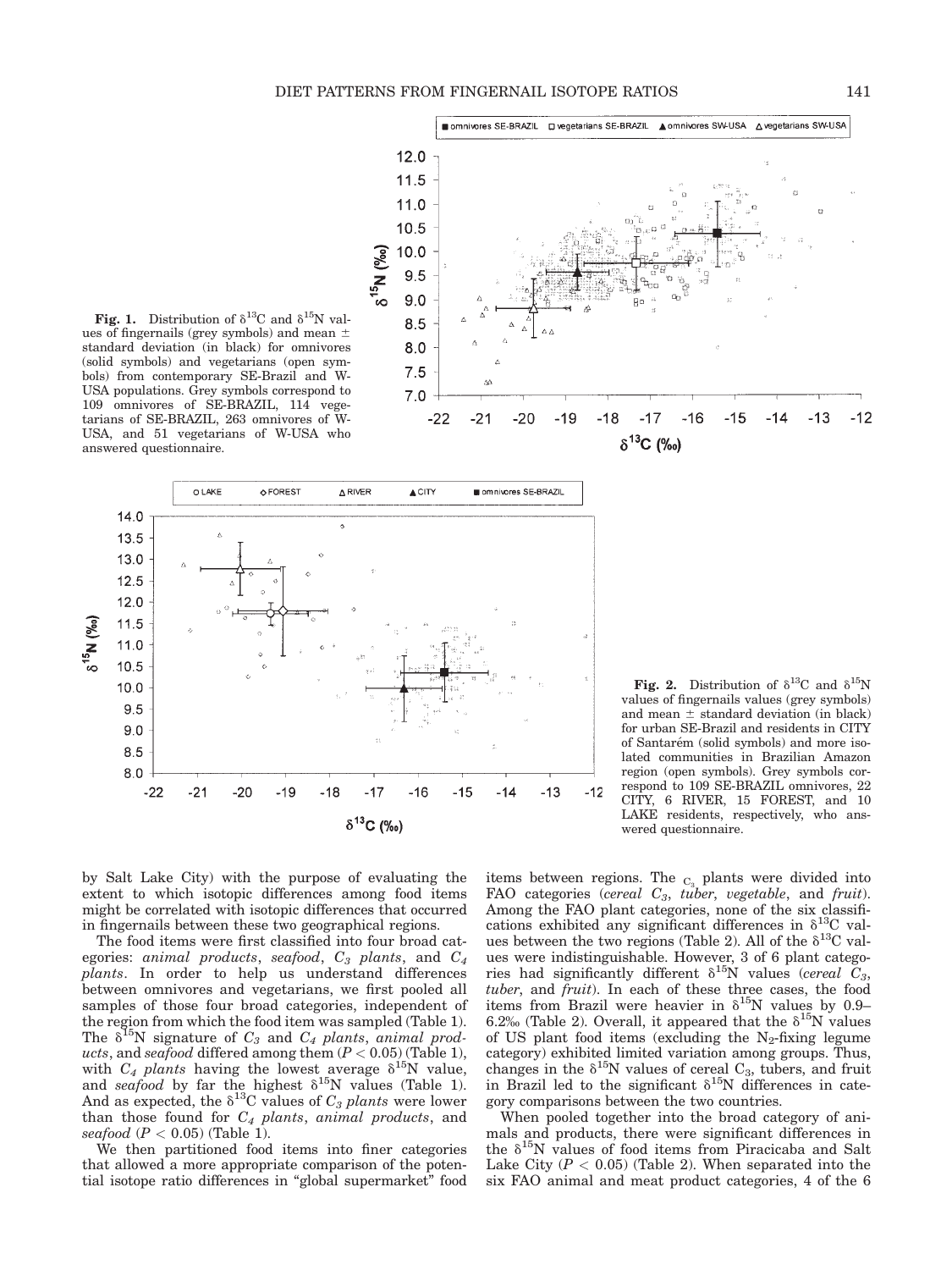**Fig. 1.** Distribution of $\delta^{13}C$ and $\delta^{15}N$ values of fingernails (grey symbols) and mean ± standard deviation (in black) for omnivores (solid symbols) and vegetarians (open symbols) from contemporary SE-Brazil and W-USA populations. Grey symbols correspond to 109 omnivores of SE-BRAZIL, 114 vegetarians of SE-BRAZIL, 263 omnivores of W-USA, and 51 vegetarians of W-USA who answered questionnaire.

**Fig. 2.** Distribution of $\delta^{13}C$ and $\delta^{15}N$ values of fingernails values (grey symbols) and mean ± standard deviation (in black) for urban SE-Brazil and residents in CITY of Santarém (solid symbols) and more isolated communities in Brazilian Amazon region (open symbols). Grey symbols correspond to 109 SE-BRAZIL omnivores, 22 CITY, 6 RIVER, 15 FOREST, and 10 LAKE residents, respectively, who answered questionnaire.

by Salt Lake City) with the purpose of evaluating the extent to which isotopic differences among food items might be correlated with isotopic differences that occurred in fingernails between these two geographical regions.

The food items were first classified into four broad categories: *animal products*, *seafood*, *$C_3$ plants*, and *$C_4$ plants*. In order to help us understand differences between omnivores and vegetarians, we first pooled all samples of those four broad categories, independent of the region from which the food item was sampled (Table 1). The $\delta^{15}N$ signature of *$C_3$* and *$C_4$ plants*, *animal products*, and *seafood* differed among them ($P < 0.05$) (Table 1), with *$C_4$ plants* having the lowest average $\delta^{15}N$ value, and *seafood* by far the highest $\delta^{15}N$ values (Table 1). And as expected, the $\delta^{13}C$ values of *$C_3$ plants* were lower than those found for *$C_4$ plants*, *animal products*, and *seafood* ($P < 0.05$) (Table 1).

We then partitioned food items into finer categories that allowed a more appropriate comparison of the potential isotope ratio differences in "global supermarket" food items between regions. The $C_3$ plants were divided into FAO categories (*cereal $C_3$*, *tuber*, *vegetable*, and *fruit*). Among the FAO plant categories, none of the six classifications exhibited any significant differences in $\delta^{13}C$ values between the two regions (Table 2). All of the $\delta^{13}C$ values were indistinguishable. However, 3 of 6 plant categories had significantly different $\delta^{15}N$ values (*cereal $C_3$*, *tuber*, and *fruit*). In each of these three cases, the food items from Brazil were heavier in $\delta^{15}N$ values by 0.9–6.2‰ (Table 2). Overall, it appeared that the $\delta^{15}N$ values of US plant food items (excluding the $N_2$-fixing legume category) exhibited limited variation among groups. Thus, changes in the $\delta^{15}N$ values of cereal $C_3$, tubers, and fruit in Brazil led to the significant $\delta^{15}N$ differences in category comparisons between the two countries.

When pooled together into the broad category of animals and products, there were significant differences in the $\delta^{15}N$ values of food items from Piracicaba and Salt Lake City ($P < 0.05$) (Table 2). When separated into the six FAO animal and meat product categories, 4 of the 6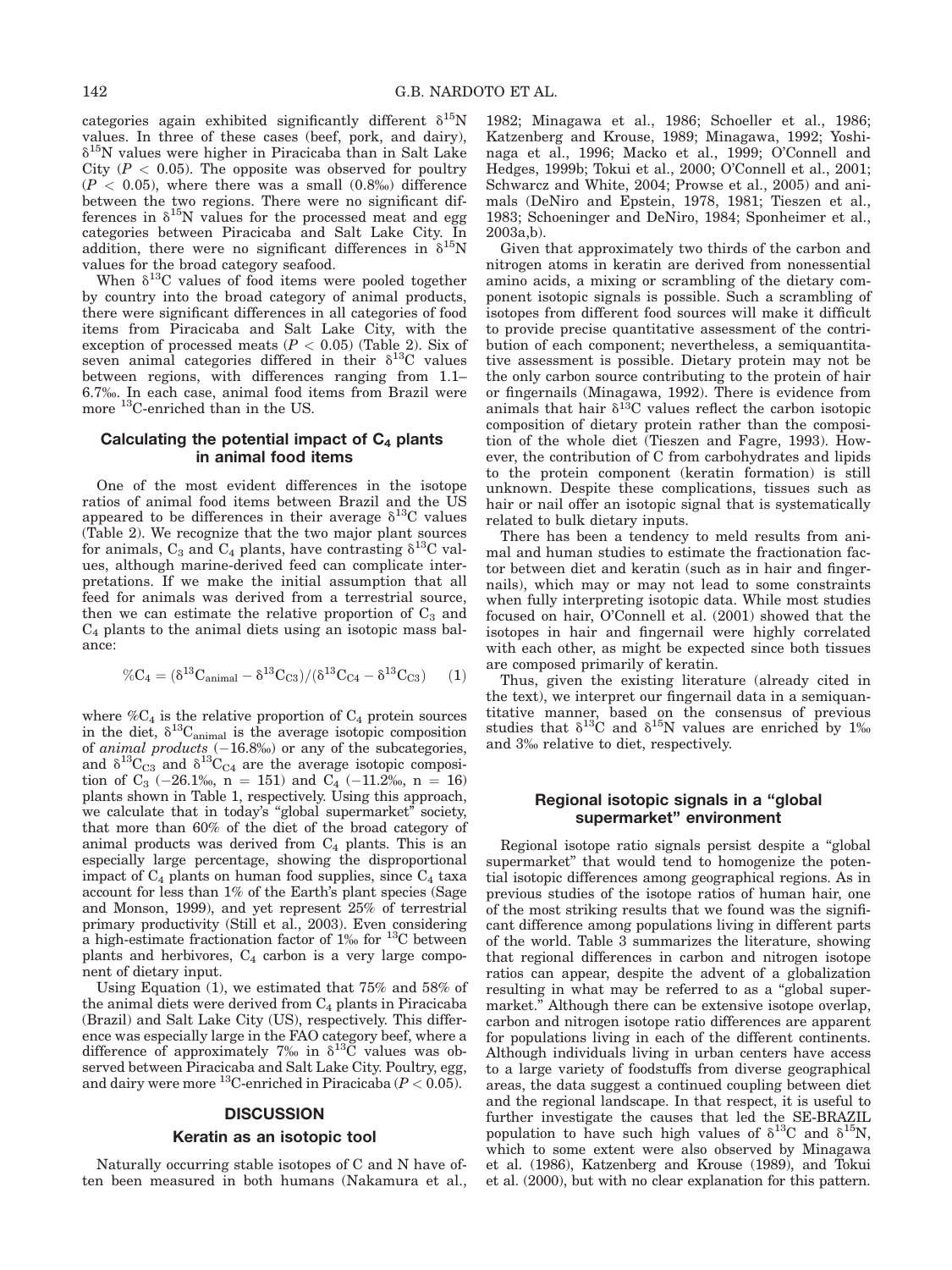categories again exhibited significantly different $\delta^{15}N$ values. In three of these cases (beef, pork, and dairy), $\delta^{15}N$ values were higher in Piracicaba than in Salt Lake City ($P < 0.05$). The opposite was observed for poultry ($P < 0.05$), where there was a small (0.8‰) difference between the two regions. There were no significant differences in $\delta^{15}N$ values for the processed meat and egg categories between Piracicaba and Salt Lake City. In addition, there were no significant differences in $\delta^{15}N$ values for the broad category seafood.

When $\delta^{13}C$ values of food items were pooled together by country into the broad category of animal products, there were significant differences in all categories of food items from Piracicaba and Salt Lake City, with the exception of processed meats ($P < 0.05$) (Table 2). Six of seven animal categories differed in their $\delta^{13}C$ values between regions, with differences ranging from 1.1–6.7‰. In each case, animal food items from Brazil were more $^{13}C$-enriched than in the US.

### Calculating the potential impact of $C_4$ plants in animal food items

One of the most evident differences in the isotope ratios of animal food items between Brazil and the US appeared to be differences in their average $\delta^{13}C$ values (Table 2). We recognize that the two major plant sources for animals, $C_3$ and $C_4$ plants, have contrasting $\delta^{13}C$ values, although marine-derived feed can complicate interpretations. If we make the initial assumption that all feed for animals was derived from a terrestrial source, then we can estimate the relative proportion of $C_3$ and $C_4$ plants to the animal diets using an isotopic mass balance:

$$\%C_4 = (\delta^{13}C_{animal} - \delta^{13}C_{C3})/(\delta^{13}C_{C4} - \delta^{13}C_{C3}) \quad (1)$$

where $\%C_4$ is the relative proportion of $C_4$ protein sources in the diet, $\delta^{13}C_{animal}$ is the average isotopic composition of *animal products* (−16.8‰) or any of the subcategories, and $\delta^{13}C_{C3}$ and $\delta^{13}C_{C4}$ are the average isotopic composition of $C_3$ (−26.1‰, n = 151) and $C_4$ (−11.2‰, n = 16) plants shown in Table 1, respectively. Using this approach, we calculate that in today's "global supermarket" society, that more than 60% of the diet of the broad category of animal products was derived from $C_4$ plants. This is an especially large percentage, showing the disproportional impact of $C_4$ plants on human food supplies, since $C_4$ taxa account for less than 1% of the Earth's plant species (Sage and Monson, 1999), and yet represent 25% of terrestrial primary productivity (Still et al., 2003). Even considering a high-estimate fractionation factor of 1‰ for $^{13}C$ between plants and herbivores, $C_4$ carbon is a very large component of dietary input.

Using Equation (1), we estimated that 75% and 58% of the animal diets were derived from $C_4$ plants in Piracicaba (Brazil) and Salt Lake City (US), respectively. This difference was especially large in the FAO category beef, where a difference of approximately 7‰ in $\delta^{13}C$ values was observed between Piracicaba and Salt Lake City. Poultry, egg, and dairy were more $^{13}C$-enriched in Piracicaba ($P < 0.05$).

## DISCUSSION

### Keratin as an isotopic tool

Naturally occurring stable isotopes of C and N have often been measured in both humans (Nakamura et al., 1982; Minagawa et al., 1986; Schoeller et al., 1986; Katzenberg and Krouse, 1989; Minagawa, 1992; Yoshinaga et al., 1996; Macko et al., 1999; O'Connell and Hedges, 1999b; Tokui et al., 2000; O'Connell et al., 2001; Schwarcz and White, 2004; Prowse et al., 2005) and animals (DeNiro and Epstein, 1978, 1981; Tieszen et al., 1983; Schoeninger and DeNiro, 1984; Sponheimer et al., 2003a,b).

Given that approximately two thirds of the carbon and nitrogen atoms in keratin are derived from nonessential amino acids, a mixing or scrambling of the dietary component isotopic signals is possible. Such a scrambling of isotopes from different food sources will make it difficult to provide precise quantitative assessment of the contribution of each component; nevertheless, a semiquantitative assessment is possible. Dietary protein may not be the only carbon source contributing to the protein of hair or fingernails (Minagawa, 1992). There is evidence from animals that hair $\delta^{13}C$ values reflect the carbon isotopic composition of dietary protein rather than the composition of the whole diet (Tieszen and Fagre, 1993). However, the contribution of C from carbohydrates and lipids to the protein component (keratin formation) is still unknown. Despite these complications, tissues such as hair or nail offer an isotopic signal that is systematically related to bulk dietary inputs.

There has been a tendency to meld results from animal and human studies to estimate the fractionation factor between diet and keratin (such as in hair and fingernails), which may or may not lead to some constraints when fully interpreting isotopic data. While most studies focused on hair, O'Connell et al. (2001) showed that the isotopes in hair and fingernail were highly correlated with each other, as might be expected since both tissues are composed primarily of keratin.

Thus, given the existing literature (already cited in the text), we interpret our fingernail data in a semiquantitative manner, based on the consensus of previous studies that $\delta^{13}C$ and $\delta^{15}N$ values are enriched by 1‰ and 3‰ relative to diet, respectively.

### Regional isotopic signals in a "global supermarket" environment

Regional isotope ratio signals persist despite a "global supermarket" that would tend to homogenize the potential isotopic differences among geographical regions. As in previous studies of the isotope ratios of human hair, one of the most striking results that we found was the significant difference among populations living in different parts of the world. Table 3 summarizes the literature, showing that regional differences in carbon and nitrogen isotope ratios can appear, despite the advent of a globalization resulting in what may be referred to as a "global supermarket." Although there can be extensive isotope overlap, carbon and nitrogen isotope ratio differences are apparent for populations living in each of the different continents. Although individuals living in urban centers have access to a large variety of foodstuffs from diverse geographical areas, the data suggest a continued coupling between diet and the regional landscape. In that respect, it is useful to further investigate the causes that led the SE-BRAZIL population to have such high values of $\delta^{13}C$ and $\delta^{15}N$, which to some extent were also observed by Minagawa et al. (1986), Katzenberg and Krouse (1989), and Tokui et al. (2000), but with no clear explanation for this pattern.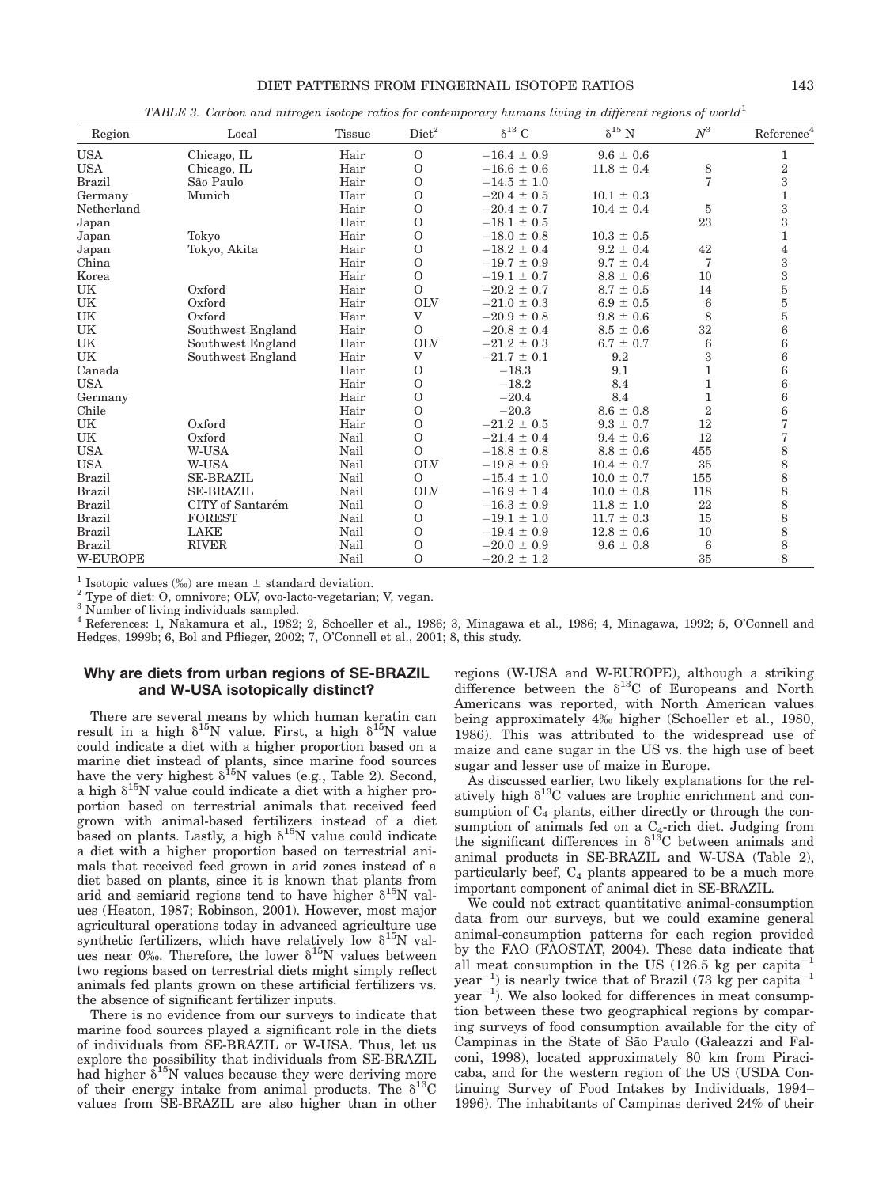TABLE 3. *Carbon and nitrogen isotope ratios for contemporary humans living in different regions of world*[1]

| Region | Local | Tissue | Diet[2] | $\delta^{13}$ C | $\delta^{15}$ N | $N$[3] | Reference[4] |
|---|---|---|---|---|---|---|---|
| USA | Chicago, IL | Hair | O | −16.4 ± 0.9 | 9.6 ± 0.6 | | 1 |
| USA | Chicago, IL | Hair | O | −16.6 ± 0.6 | 11.8 ± 0.4 | 8 | 2 |
| Brazil | São Paulo | Hair | O | −14.5 ± 1.0 | | 7 | 3 |
| Germany | Munich | Hair | O | −20.4 ± 0.5 | 10.1 ± 0.3 | | 1 |
| Netherland | | Hair | O | −20.4 ± 0.7 | 10.4 ± 0.4 | 5 | 3 |
| Japan | | Hair | O | −18.1 ± 0.5 | | 23 | 3 |
| Japan | Tokyo | Hair | O | −18.0 ± 0.8 | 10.3 ± 0.5 | | 1 |
| Japan | Tokyo, Akita | Hair | O | −18.2 ± 0.4 | 9.2 ± 0.4 | 42 | 4 |
| China | | Hair | O | −19.7 ± 0.9 | 9.7 ± 0.4 | 7 | 3 |
| Korea | | Hair | O | −19.1 ± 0.7 | 8.8 ± 0.6 | 10 | 3 |
| UK | Oxford | Hair | O | −20.2 ± 0.7 | 8.7 ± 0.5 | 14 | 5 |
| UK | Oxford | Hair | OLV | −21.0 ± 0.3 | 6.9 ± 0.5 | 6 | 5 |
| UK | Oxford | Hair | V | −20.9 ± 0.8 | 9.8 ± 0.6 | 8 | 5 |
| UK | Southwest England | Hair | O | −20.8 ± 0.4 | 8.5 ± 0.6 | 32 | 6 |
| UK | Southwest England | Hair | OLV | −21.2 ± 0.3 | 6.7 ± 0.7 | 6 | 6 |
| UK | Southwest England | Hair | V | −21.7 ± 0.1 | 9.2 | 3 | 6 |
| Canada | | Hair | O | −18.3 | 9.1 | 1 | 6 |
| USA | | Hair | O | −18.2 | 8.4 | 1 | 6 |
| Germany | | Hair | O | −20.4 | 8.4 | 1 | 6 |
| Chile | | Hair | O | −20.3 | 8.6 ± 0.8 | 2 | 6 |
| UK | Oxford | Hair | O | −21.2 ± 0.5 | 9.3 ± 0.7 | 12 | 7 |
| UK | Oxford | Nail | O | −21.4 ± 0.4 | 9.4 ± 0.6 | 12 | 7 |
| USA | W-USA | Nail | O | −18.8 ± 0.8 | 8.8 ± 0.6 | 455 | 8 |
| USA | W-USA | Nail | OLV | −19.8 ± 0.9 | 10.4 ± 0.7 | 35 | 8 |
| Brazil | SE-BRAZIL | Nail | O | −15.4 ± 1.0 | 10.0 ± 0.7 | 155 | 8 |
| Brazil | SE-BRAZIL | Nail | OLV | −16.9 ± 1.4 | 10.0 ± 0.8 | 118 | 8 |
| Brazil | CITY of Santarém | Nail | O | −16.3 ± 0.9 | 11.8 ± 1.0 | 22 | 8 |
| Brazil | FOREST | Nail | O | −19.1 ± 1.0 | 11.7 ± 0.3 | 15 | 8 |
| Brazil | LAKE | Nail | O | −19.4 ± 0.9 | 12.8 ± 0.6 | 10 | 8 |
| Brazil | RIVER | Nail | O | −20.0 ± 0.9 | 9.6 ± 0.8 | 6 | 8 |
| W-EUROPE | | Nail | O | −20.2 ± 1.2 | | 35 | 8 |

[1] Isotopic values (‰) are mean ± standard deviation.
[2] Type of diet: O, omnivore; OLV, ovo-lacto-vegetarian; V, vegan.
[3] Number of living individuals sampled.
[4] References: 1, Nakamura et al., 1982; 2, Schoeller et al., 1986; 3, Minagawa et al., 1986; 4, Minagawa, 1992; 5, O'Connell and Hedges, 1999b; 6, Bol and Pflieger, 2002; 7, O'Connell et al., 2001; 8, this study.

## Why are diets from urban regions of SE-BRAZIL and W-USA isotopically distinct?

There are several means by which human keratin can result in a high $\delta^{15}$N value. First, a high $\delta^{15}$N value could indicate a diet with a higher proportion based on a marine diet instead of plants, since marine food sources have the very highest $\delta^{15}$N values (e.g., Table 2). Second, a high $\delta^{15}$N value could indicate a diet with a higher proportion based on terrestrial animals that received feed grown with animal-based fertilizers instead of a diet based on plants. Lastly, a high $\delta^{15}$N value could indicate a diet with a higher proportion based on terrestrial animals that received feed grown in arid zones instead of a diet based on plants, since it is known that plants from arid and semiarid regions tend to have higher $\delta^{15}$N values (Heaton, 1987; Robinson, 2001). However, most major agricultural operations today in advanced agriculture use synthetic fertilizers, which have relatively low $\delta^{15}$N values near 0‰. Therefore, the lower $\delta^{15}$N values between two regions based on terrestrial diets might simply reflect animals fed plants grown on these artificial fertilizers vs. the absence of significant fertilizer inputs.

There is no evidence from our surveys to indicate that marine food sources played a significant role in the diets of individuals from SE-BRAZIL or W-USA. Thus, let us explore the possibility that individuals from SE-BRAZIL had higher $\delta^{15}$N values because they were deriving more of their energy intake from animal products. The $\delta^{13}$C values from SE-BRAZIL are also higher than in other regions (W-USA and W-EUROPE), although a striking difference between the $\delta^{13}$C of Europeans and North Americans was reported, with North American values being approximately 4‰ higher (Schoeller et al., 1980, 1986). This was attributed to the widespread use of maize and cane sugar in the US vs. the high use of beet sugar and lesser use of maize in Europe.

As discussed earlier, two likely explanations for the relatively high $\delta^{13}$C values are trophic enrichment and consumption of $C_4$ plants, either directly or through the consumption of animals fed on a $C_4$-rich diet. Judging from the significant differences in $\delta^{13}$C between animals and animal products in SE-BRAZIL and W-USA (Table 2), particularly beef, $C_4$ plants appeared to be a much more important component of animal diet in SE-BRAZIL.

We could not extract quantitative animal-consumption data from our surveys, but we could examine general animal-consumption patterns for each region provided by the FAO (FAOSTAT, 2004). These data indicate that all meat consumption in the US (126.5 kg per capita$^{-1}$ year$^{-1}$) is nearly twice that of Brazil (73 kg per capita$^{-1}$ year$^{-1}$). We also looked for differences in meat consumption between these two geographical regions by comparing surveys of food consumption available for the city of Campinas in the State of São Paulo (Galeazzi and Falconi, 1998), located approximately 80 km from Piracicaba, and for the western region of the US (USDA Continuing Survey of Food Intakes by Individuals, 1994–1996). The inhabitants of Campinas derived 24% of their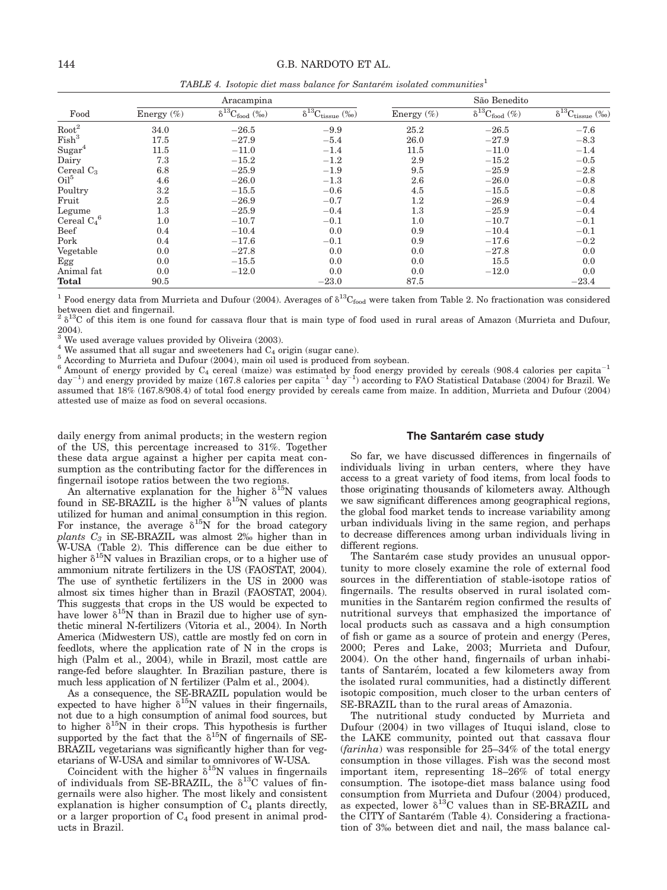*TABLE 4. Isotopic diet mass balance for Santarém isolated communities*[1]

| Food | Aracampina | | | São Benedito | | |
|---|---|---|---|---|---|---|
| | Energy (%) | $\delta^{13}C_{food}$ (‰) | $\delta^{13}C_{tissue}$ (‰) | Energy (%) | $\delta^{13}C_{food}$ (%) | $\delta^{13}C_{tissue}$ (‰) |
| Root[2] | 34.0 | −26.5 | −9.9 | 25.2 | −26.5 | −7.6 |
| Fish[3] | 17.5 | −27.9 | −5.4 | 26.0 | −27.9 | −8.3 |
| Sugar[4] | 11.5 | −11.0 | −1.4 | 11.5 | −11.0 | −1.4 |
| Dairy | 7.3 | −15.2 | −1.2 | 2.9 | −15.2 | −0.5 |
| Cereal $C_3$ | 6.8 | −25.9 | −1.9 | 9.5 | −25.9 | −2.8 |
| Oil[5] | 4.6 | −26.0 | −1.3 | 2.6 | −26.0 | −0.8 |
| Poultry | 3.2 | −15.5 | −0.6 | 4.5 | −15.5 | −0.8 |
| Fruit | 2.5 | −26.9 | −0.7 | 1.2 | −26.9 | −0.4 |
| Legume | 1.3 | −25.9 | −0.4 | 1.3 | −25.9 | −0.4 |
| Cereal $C_4$[6] | 1.0 | −10.7 | −0.1 | 1.0 | −10.7 | −0.1 |
| Beef | 0.4 | −10.4 | 0.0 | 0.9 | −10.4 | −0.1 |
| Pork | 0.4 | −17.6 | −0.1 | 0.9 | −17.6 | −0.2 |
| Vegetable | 0.0 | −27.8 | 0.0 | 0.0 | −27.8 | 0.0 |
| Egg | 0.0 | −15.5 | 0.0 | 0.0 | 15.5 | 0.0 |
| Animal fat | 0.0 | −12.0 | 0.0 | 0.0 | −12.0 | 0.0 |
| **Total** | 90.5 | | −23.0 | 87.5 | | −23.4 |

[1] Food energy data from Murrieta and Dufour (2004). Averages of $\delta^{13}C_{food}$ were taken from Table 2. No fractionation was considered between diet and fingernail.
[2] $\delta^{13}C$ of this item is one found for cassava flour that is main type of food used in rural areas of Amazon (Murrieta and Dufour, 2004).
[3] We used average values provided by Oliveira (2003).
[4] We assumed that all sugar and sweeteners had $C_4$ origin (sugar cane).
[5] According to Murrieta and Dufour (2004), main oil used is produced from soybean.
[6] Amount of energy provided by $C_4$ cereal (maize) was estimated by food energy provided by cereals (908.4 calories per capita$^{-1}$ day$^{-1}$) and energy provided by maize (167.8 calories per capita$^{-1}$ day$^{-1}$) according to FAO Statistical Database (2004) for Brazil. We assumed that 18% (167.8/908.4) of total food energy provided by cereals came from maize. In addition, Murrieta and Dufour (2004) attested use of maize as food on several occasions.

daily energy from animal products; in the western region of the US, this percentage increased to 31%. Together these data argue against a higher per capita meat consumption as the contributing factor for the differences in fingernail isotope ratios between the two regions.

An alternative explanation for the higher $\delta^{15}N$ values found in SE-BRAZIL is the higher $\delta^{15}N$ values of plants utilized for human and animal consumption in this region. For instance, the average $\delta^{15}N$ for the broad category *plants $C_3$* in SE-BRAZIL was almost 2‰ higher than in W-USA (Table 2). This difference can be due either to higher $\delta^{15}N$ values in Brazilian crops, or to a higher use of ammonium nitrate fertilizers in the US (FAOSTAT, 2004). The use of synthetic fertilizers in the US in 2000 was almost six times higher than in Brazil (FAOSTAT, 2004). This suggests that crops in the US would be expected to have lower $\delta^{15}N$ than in Brazil due to higher use of synthetic mineral N-fertilizers (Vitoria et al., 2004). In North America (Midwestern US), cattle are mostly fed on corn in feedlots, where the application rate of N in the crops is high (Palm et al., 2004), while in Brazil, most cattle are range-fed before slaughter. In Brazilian pasture, there is much less application of N fertilizer (Palm et al., 2004).

As a consequence, the SE-BRAZIL population would be expected to have higher $\delta^{15}N$ values in their fingernails, not due to a high consumption of animal food sources, but to higher $\delta^{15}N$ in their crops. This hypothesis is further supported by the fact that the $\delta^{15}N$ of fingernails of SE-BRAZIL vegetarians was significantly higher than for vegetarians of W-USA and similar to omnivores of W-USA.

Coincident with the higher $\delta^{15}N$ values in fingernails of individuals from SE-BRAZIL, the $\delta^{13}C$ values of fingernails were also higher. The most likely and consistent explanation is higher consumption of $C_4$ plants directly, or a larger proportion of $C_4$ food present in animal products in Brazil.

## The Santarém case study

So far, we have discussed differences in fingernails of individuals living in urban centers, where they have access to a great variety of food items, from local foods to those originating thousands of kilometers away. Although we saw significant differences among geographical regions, the global food market tends to increase variability among urban individuals living in the same region, and perhaps to decrease differences among urban individuals living in different regions.

The Santarém case study provides an unusual opportunity to more closely examine the role of external food sources in the differentiation of stable-isotope ratios of fingernails. The results observed in rural isolated communities in the Santarém region confirmed the results of nutritional surveys that emphasized the importance of local products such as cassava and a high consumption of fish or game as a source of protein and energy (Peres, 2000; Peres and Lake, 2003; Murrieta and Dufour, 2004). On the other hand, fingernails of urban inhabitants of Santarém, located a few kilometers away from the isolated rural communities, had a distinctly different isotopic composition, much closer to the urban centers of SE-BRAZIL than to the rural areas of Amazonia.

The nutritional study conducted by Murrieta and Dufour (2004) in two villages of Ituqui island, close to the LAKE community, pointed out that cassava flour (*farinha*) was responsible for 25–34% of the total energy consumption in those villages. Fish was the second most important item, representing 18–26% of total energy consumption. The isotope-diet mass balance using food consumption from Murrieta and Dufour (2004) produced, as expected, lower $\delta^{13}C$ values than in SE-BRAZIL and the CITY of Santarém (Table 4). Considering a fractionation of 3‰ between diet and nail, the mass balance cal-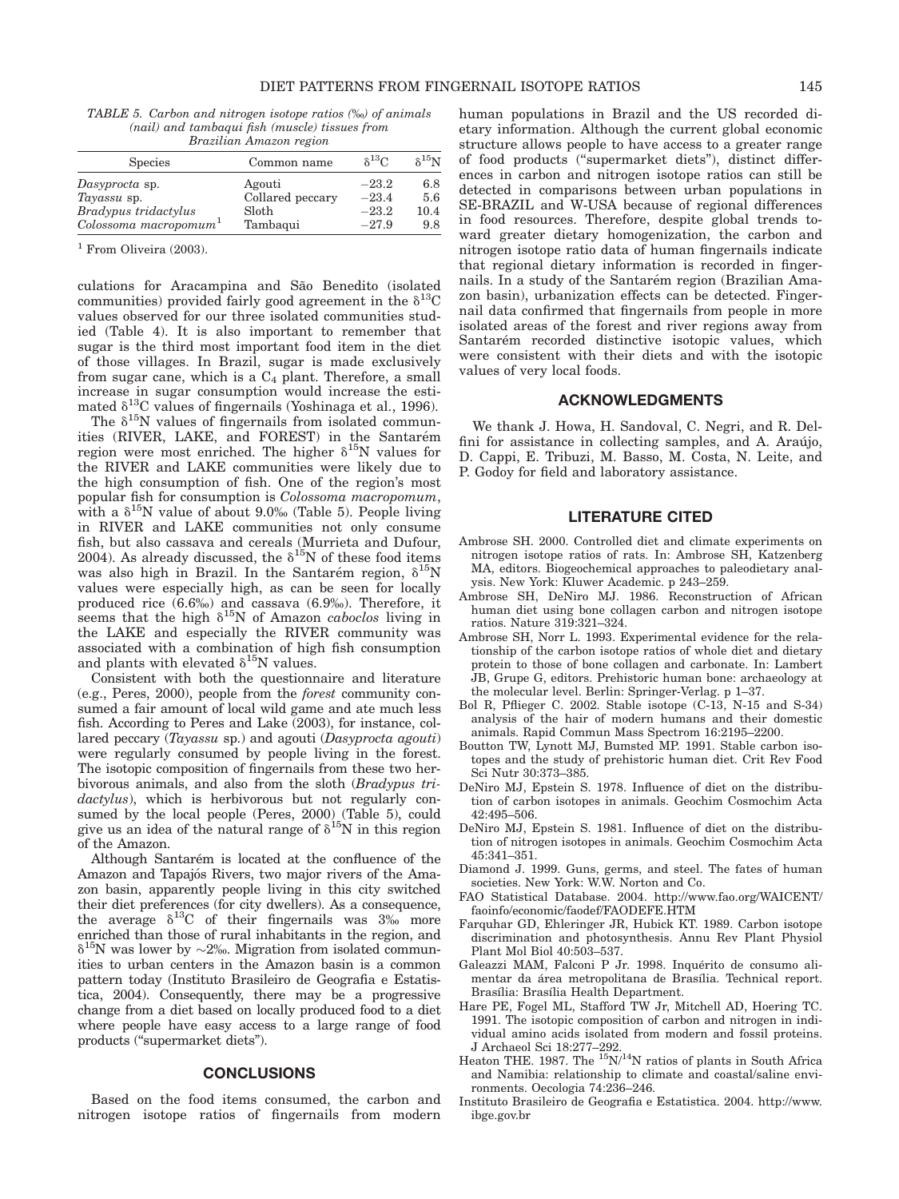*TABLE 5. Carbon and nitrogen isotope ratios (‰) of animals (nail) and tambaqui fish (muscle) tissues from Brazilian Amazon region*

| Species | Common name | $\delta^{13}C$ | $\delta^{15}N$ |
|---|---|---|---|
| *Dasyprocta* sp. | Agouti | −23.2 | 6.8 |
| *Tayassu* sp. | Collared peccary | −23.4 | 5.6 |
| *Bradypus tridactylus* | Sloth | −23.2 | 10.4 |
| *Colossoma macropomum*[1] | Tambaqui | −27.9 | 9.8 |

[1] From Oliveira (2003).

culations for Aracampina and São Benedito (isolated communities) provided fairly good agreement in the $\delta^{13}C$ values observed for our three isolated communities studied (Table 4). It is also important to remember that sugar is the third most important food item in the diet of those villages. In Brazil, sugar is made exclusively from sugar cane, which is a $C_4$ plant. Therefore, a small increase in sugar consumption would increase the estimated $\delta^{13}C$ values of fingernails (Yoshinaga et al., 1996).

The $\delta^{15}N$ values of fingernails from isolated communities (RIVER, LAKE, and FOREST) in the Santarém region were most enriched. The higher $\delta^{15}N$ values for the RIVER and LAKE communities were likely due to the high consumption of fish. One of the region's most popular fish for consumption is *Colossoma macropomum*, with a $\delta^{15}N$ value of about 9.0‰ (Table 5). People living in RIVER and LAKE communities not only consume fish, but also cassava and cereals (Murrieta and Dufour, 2004). As already discussed, the $\delta^{15}N$ of these food items was also high in Brazil. In the Santarém region, $\delta^{15}N$ values were especially high, as can be seen for locally produced rice (6.6‰) and cassava (6.9‰). Therefore, it seems that the high $\delta^{15}N$ of Amazon *caboclos* living in the LAKE and especially the RIVER community was associated with a combination of high fish consumption and plants with elevated $\delta^{15}N$ values.

Consistent with both the questionnaire and literature (e.g., Peres, 2000), people from the *forest* community consumed a fair amount of local wild game and ate much less fish. According to Peres and Lake (2003), for instance, collared peccary (*Tayassu* sp.) and agouti (*Dasyprocta agouti*) were regularly consumed by people living in the forest. The isotopic composition of fingernails from these two herbivorous animals, and also from the sloth (*Bradypus tridactylus*), which is herbivorous but not regularly consumed by the local people (Peres, 2000) (Table 5), could give us an idea of the natural range of $\delta^{15}N$ in this region of the Amazon.

Although Santarém is located at the confluence of the Amazon and Tapajós Rivers, two major rivers of the Amazon basin, apparently people living in this city switched their diet preferences (for city dwellers). As a consequence, the average $\delta^{13}C$ of their fingernails was 3‰ more enriched than those of rural inhabitants in the region, and $\delta^{15}N$ was lower by ~2‰. Migration from isolated communities to urban centers in the Amazon basin is a common pattern today (Instituto Brasileiro de Geografia e Estatistica, 2004). Consequently, there may be a progressive change from a diet based on locally produced food to a diet where people have easy access to a large range of food products ("supermarket diets").

## CONCLUSIONS

Based on the food items consumed, the carbon and nitrogen isotope ratios of fingernails from modern human populations in Brazil and the US recorded dietary information. Although the current global economic structure allows people to have access to a greater range of food products ("supermarket diets"), distinct differences in carbon and nitrogen isotope ratios can still be detected in comparisons between urban populations in SE-BRAZIL and W-USA because of regional differences in food resources. Therefore, despite global trends toward greater dietary homogenization, the carbon and nitrogen isotope ratio data of human fingernails indicate that regional dietary information is recorded in fingernails. In a study of the Santarém region (Brazilian Amazon basin), urbanization effects can be detected. Fingernail data confirmed that fingernails from people in more isolated areas of the forest and river regions away from Santarém recorded distinctive isotopic values, which were consistent with their diets and with the isotopic values of very local foods.

## ACKNOWLEDGMENTS

We thank J. Howa, H. Sandoval, C. Negri, and R. Delfini for assistance in collecting samples, and A. Araújo, D. Cappi, E. Tribuzi, M. Basso, M. Costa, N. Leite, and P. Godoy for field and laboratory assistance.

## LITERATURE CITED

Ambrose SH. 2000. Controlled diet and climate experiments on nitrogen isotope ratios of rats. In: Ambrose SH, Katzenberg MA, editors. Biogeochemical approaches to paleodietary analysis. New York: Kluwer Academic. p 243–259.

Ambrose SH, DeNiro MJ. 1986. Reconstruction of African human diet using bone collagen carbon and nitrogen isotope ratios. Nature 319:321–324.

Ambrose SH, Norr L. 1993. Experimental evidence for the relationship of the carbon isotope ratios of whole diet and dietary protein to those of bone collagen and carbonate. In: Lambert JB, Grupe G, editors. Prehistoric human bone: archaeology at the molecular level. Berlin: Springer-Verlag. p 1–37.

Bol R, Pflieger C. 2002. Stable isotope (C-13, N-15 and S-34) analysis of the hair of modern humans and their domestic animals. Rapid Commun Mass Spectrom 16:2195–2200.

Boutton TW, Lynott MJ, Bumsted MP. 1991. Stable carbon isotopes and the study of prehistoric human diet. Crit Rev Food Sci Nutr 30:373–385.

DeNiro MJ, Epstein S. 1978. Influence of diet on the distribution of carbon isotopes in animals. Geochim Cosmochim Acta 42:495–506.

DeNiro MJ, Epstein S. 1981. Influence of diet on the distribution of nitrogen isotopes in animals. Geochim Cosmochim Acta 45:341–351.

Diamond J. 1999. Guns, germs, and steel. The fates of human societies. New York: W.W. Norton and Co.

FAO Statistical Database. 2004. http://www.fao.org/WAICENT/faoinfo/economic/faodef/FAODEFE.HTM

Farquhar GD, Ehleringer JR, Hubick KT. 1989. Carbon isotope discrimination and photosynthesis. Annu Rev Plant Physiol Plant Mol Biol 40:503–537.

Galeazzi MAM, Falconi P Jr. 1998. Inquérito de consumo alimentar da área metropolitana de Brasília. Technical report. Brasília: Brasília Health Department.

Hare PE, Fogel ML, Stafford TW Jr, Mitchell AD, Hoering TC. 1991. The isotopic composition of carbon and nitrogen in individual amino acids isolated from modern and fossil proteins. J Archaeol Sci 18:277–292.

Heaton THE. 1987. The $^{15}N/^{14}N$ ratios of plants in South Africa and Namibia: relationship to climate and coastal/saline environments. Oecologia 74:236–246.

Instituto Brasileiro de Geografia e Estatistica. 2004. http://www.ibge.gov.br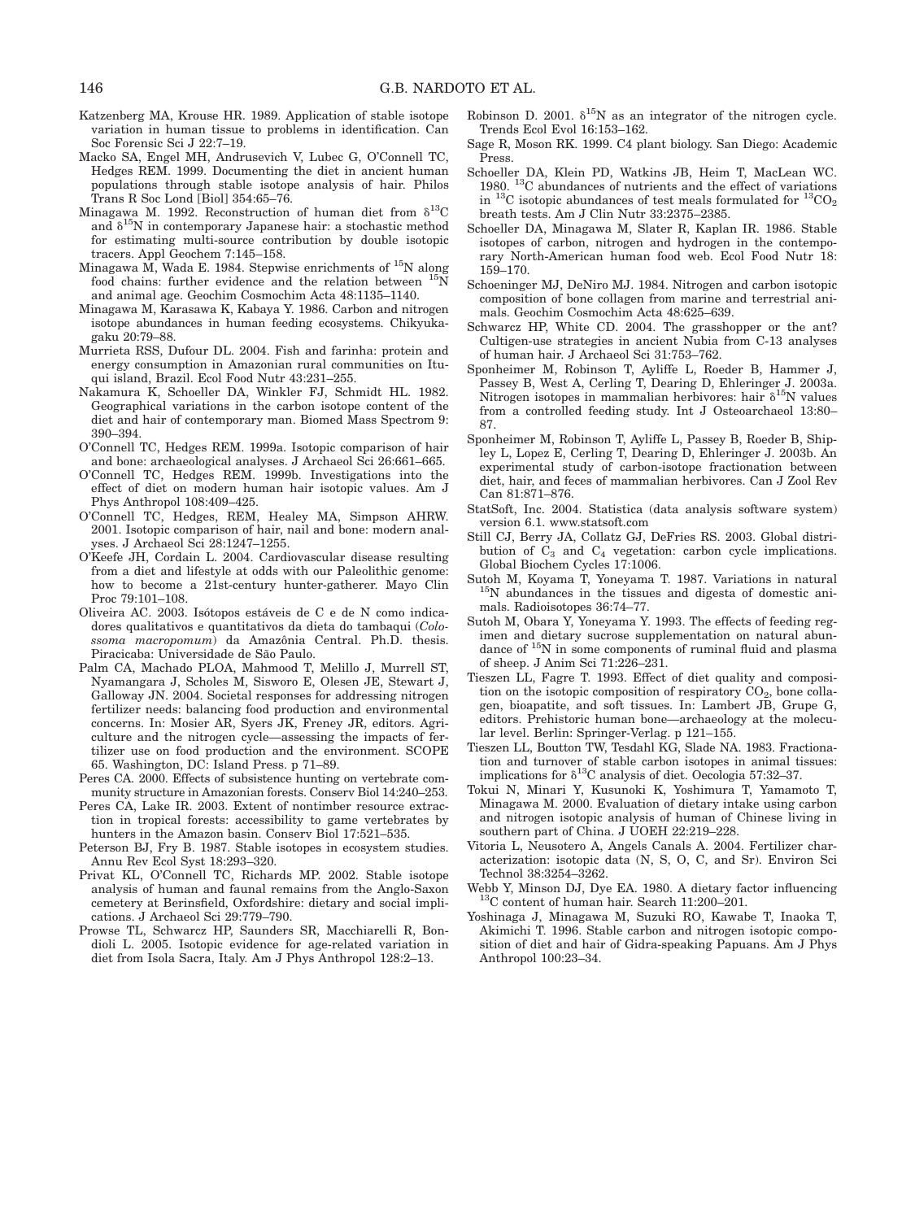Katzenberg MA, Krouse HR. 1989. Application of stable isotope variation in human tissue to problems in identification. Can Soc Forensic Sci J 22:7–19.

Macko SA, Engel MH, Andrusevich V, Lubec G, O'Connell TC, Hedges REM. 1999. Documenting the diet in ancient human populations through stable isotope analysis of hair. Philos Trans R Soc Lond [Biol] 354:65–76.

Minagawa M. 1992. Reconstruction of human diet from $\delta^{13}C$ and $\delta^{15}N$ in contemporary Japanese hair: a stochastic method for estimating multi-source contribution by double isotopic tracers. Appl Geochem 7:145–158.

Minagawa M, Wada E. 1984. Stepwise enrichments of $^{15}N$ along food chains: further evidence and the relation between $^{15}N$ and animal age. Geochim Cosmochim Acta 48:1135–1140.

Minagawa M, Karasawa K, Kabaya Y. 1986. Carbon and nitrogen isotope abundances in human feeding ecosystems. Chikyukagaku 20:79–88.

Murrieta RSS, Dufour DL. 2004. Fish and farinha: protein and energy consumption in Amazonian rural communities on Ituqui island, Brazil. Ecol Food Nutr 43:231–255.

Nakamura K, Schoeller DA, Winkler FJ, Schmidt HL. 1982. Geographical variations in the carbon isotope content of the diet and hair of contemporary man. Biomed Mass Spectrom 9: 390–394.

O'Connell TC, Hedges REM. 1999a. Isotopic comparison of hair and bone: archaeological analyses. J Archaeol Sci 26:661–665.

O'Connell TC, Hedges REM. 1999b. Investigations into the effect of diet on modern human hair isotopic values. Am J Phys Anthropol 108:409–425.

O'Connell TC, Hedges, REM, Healey MA, Simpson AHRW. 2001. Isotopic comparison of hair, nail and bone: modern analyses. J Archaeol Sci 28:1247–1255.

O'Keefe JH, Cordain L. 2004. Cardiovascular disease resulting from a diet and lifestyle at odds with our Paleolithic genome: how to become a 21st-century hunter-gatherer. Mayo Clin Proc 79:101–108.

Oliveira AC. 2003. Isótopos estáveis de C e de N como indicadores qualitativos e quantitativos da dieta do tambaqui (*Colossoma macropomum*) da Amazônia Central. Ph.D. thesis. Piracicaba: Universidade de São Paulo.

Palm CA, Machado PLOA, Mahmood T, Melillo J, Murrell ST, Nyamangara J, Scholes M, Sisworo E, Olesen JE, Stewart J, Galloway JN. 2004. Societal responses for addressing nitrogen fertilizer needs: balancing food production and environmental concerns. In: Mosier AR, Syers JK, Freney JR, editors. Agriculture and the nitrogen cycle—assessing the impacts of fertilizer use on food production and the environment. SCOPE 65. Washington, DC: Island Press. p 71–89.

Peres CA. 2000. Effects of subsistence hunting on vertebrate community structure in Amazonian forests. Conserv Biol 14:240–253.

Peres CA, Lake IR. 2003. Extent of nontimber resource extraction in tropical forests: accessibility to game vertebrates by hunters in the Amazon basin. Conserv Biol 17:521–535.

Peterson BJ, Fry B. 1987. Stable isotopes in ecosystem studies. Annu Rev Ecol Syst 18:293–320.

Privat KL, O'Connell TC, Richards MP. 2002. Stable isotope analysis of human and faunal remains from the Anglo-Saxon cemetery at Berinsfield, Oxfordshire: dietary and social implications. J Archaeol Sci 29:779–790.

Prowse TL, Schwarcz HP, Saunders SR, Macchiarelli R, Bondioli L. 2005. Isotopic evidence for age-related variation in diet from Isola Sacra, Italy. Am J Phys Anthropol 128:2–13.

Robinson D. 2001. $\delta^{15}N$ as an integrator of the nitrogen cycle. Trends Ecol Evol 16:153–162.

Sage R, Moson RK. 1999. C4 plant biology. San Diego: Academic Press.

Schoeller DA, Klein PD, Watkins JB, Heim T, MacLean WC. 1980. $^{13}C$ abundances of nutrients and the effect of variations in $^{13}C$ isotopic abundances of test meals formulated for $^{13}CO_2$ breath tests. Am J Clin Nutr 33:2375–2385.

Schoeller DA, Minagawa M, Slater R, Kaplan IR. 1986. Stable isotopes of carbon, nitrogen and hydrogen in the contemporary North-American human food web. Ecol Food Nutr 18: 159–170.

Schoeninger MJ, DeNiro MJ. 1984. Nitrogen and carbon isotopic composition of bone collagen from marine and terrestrial animals. Geochim Cosmochim Acta 48:625–639.

Schwarcz HP, White CD. 2004. The grasshopper or the ant? Cultigen-use strategies in ancient Nubia from C-13 analyses of human hair. J Archaeol Sci 31:753–762.

Sponheimer M, Robinson T, Ayliffe L, Roeder B, Hammer J, Passey B, West A, Cerling T, Dearing D, Ehleringer J. 2003a. Nitrogen isotopes in mammalian herbivores: hair $\delta^{15}N$ values from a controlled feeding study. Int J Osteoarchaeol 13:80–87.

Sponheimer M, Robinson T, Ayliffe L, Passey B, Roeder B, Shipley L, Lopez E, Cerling T, Dearing D, Ehleringer J. 2003b. An experimental study of carbon-isotope fractionation between diet, hair, and feces of mammalian herbivores. Can J Zool Rev Can 81:871–876.

StatSoft, Inc. 2004. Statistica (data analysis software system) version 6.1. www.statsoft.com

Still CJ, Berry JA, Collatz GJ, DeFries RS. 2003. Global distribution of $C_3$ and $C_4$ vegetation: carbon cycle implications. Global Biochem Cycles 17:1006.

Sutoh M, Koyama T, Yoneyama T. 1987. Variations in natural $^{15}N$ abundances in the tissues and digesta of domestic animals. Radioisotopes 36:74–77.

Sutoh M, Obara Y, Yoneyama Y. 1993. The effects of feeding regimen and dietary sucrose supplementation on natural abundance of $^{15}N$ in some components of ruminal fluid and plasma of sheep. J Anim Sci 71:226–231.

Tieszen LL, Fagre T. 1993. Effect of diet quality and composition on the isotopic composition of respiratory $CO_2$, bone collagen, bioapatite, and soft tissues. In: Lambert JB, Grupe G, editors. Prehistoric human bone—archaeology at the molecular level. Berlin: Springer-Verlag. p 121–155.

Tieszen LL, Boutton TW, Tesdahl KG, Slade NA. 1983. Fractionation and turnover of stable carbon isotopes in animal tissues: implications for $\delta^{13}C$ analysis of diet. Oecologia 57:32–37.

Tokui N, Minari Y, Kusunoki K, Yoshimura T, Yamamoto T, Minagawa M. 2000. Evaluation of dietary intake using carbon and nitrogen isotopic analysis of human of Chinese living in southern part of China. J UOEH 22:219–228.

Vitoria L, Neusotero A, Angels Canals A. 2004. Fertilizer characterization: isotopic data (N, S, O, C, and Sr). Environ Sci Technol 38:3254–3262.

Webb Y, Minson DJ, Dye EA. 1980. A dietary factor influencing $^{13}C$ content of human hair. Search 11:200–201.

Yoshinaga J, Minagawa M, Suzuki RO, Kawabe T, Inaoka T, Akimichi T. 1996. Stable carbon and nitrogen isotopic composition of diet and hair of Gidra-speaking Papuans. Am J Phys Anthropol 100:23–34.